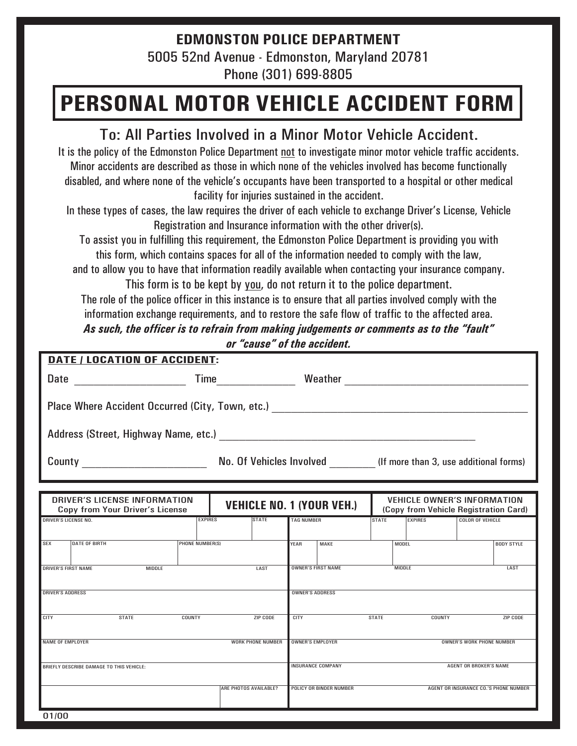# EDMONSTON POLICE DEPARTMENT

5005 52nd Avenue - Edmonston, Maryland 20781

Phone (301) 699-8805

# PERSONAL MOTOR VEHICLE ACCIDENT FORM

## To: All Parties Involved in a Minor Motor Vehicle Accident.

It is the policy of the Edmonston Police Department not to investigate minor motor vehicle traffic accidents. Minor accidents are described as those in which none of the vehicles involved has become functionally disabled, and where none of the vehicle's occupants have been transported to a hospital or other medical facility for injuries sustained in the accident.

In these types of cases, the law requires the driver of each vehicle to exchange Driver's License, Vehicle Registration and Insurance information with the other driver(s).

To assist you in fulfilling this requirement, the Edmonston Police Department is providing you with this form, which contains spaces for all of the information needed to comply with the law, and to allow you to have that information readily available when contacting your insurance company.

This form is to be kept by you, do not return it to the police department.

The role of the police officer in this instance is to ensure that all parties involved comply with the information exchange requirements, and to restore the safe flow of traffic to the affected area.

***As such, the officer is to refrain from making judgements or comments as to the "fault" or "cause" of the accident.***

**DATE / LOCATION OF ACCIDENT:**

Date ____________________ Time______________ Weather ________________________________

Place Where Accident Occurred (City, Town, etc.) ____________________________________________

Address (Street, Highway Name, etc.) ____________________________________________

County ______________________ No. Of Vehicles Involved ________ (If more than 3, use additional forms)

| DRIVER'S LICENSE INFORMATION<br>Copy from Your Driver's License | | | | VEHICLE NO. 1 (YOUR VEH.) | VEHICLE OWNER'S INFORMATION<br>(Copy from Vehicle Registration Card) | | | |
|---|---|---|---|---|---|---|---|---|
| DRIVER'S LICENSE NO. | | EXPIRES | STATE | TAG NUMBER | STATE | EXPIRES | COLOR OF VEHICLE | |
| SEX | DATE OF BIRTH | PHONE NUMBER(S) | | YEAR | MAKE | MODEL | | BODY STYLE |
| DRIVER'S FIRST NAME | MIDDLE | | LAST | OWNER'S FIRST NAME | | MIDDLE | | LAST |
| DRIVER'S ADDRESS | | | | OWNER'S ADDRESS | | | | |
| CITY | STATE | COUNTY | ZIP CODE | CITY | STATE | COUNTY | | ZIP CODE |
| NAME OF EMPLOYER | | | WORK PHONE NUMBER | OWNER'S EMPLOYER | | | OWNER'S WORK PHONE NUMBER | |
| BRIEFLY DESCRIBE DAMAGE TO THIS VEHICLE: | | | | INSURANCE COMPANY | | | AGENT OR BROKER'S NAME | |
| | | ARE PHOTOS AVAILABLE? | | POLICY OR BINDER NUMBER | | | AGENT OR INSURANCE CO.'S PHONE NUMBER | |

01/00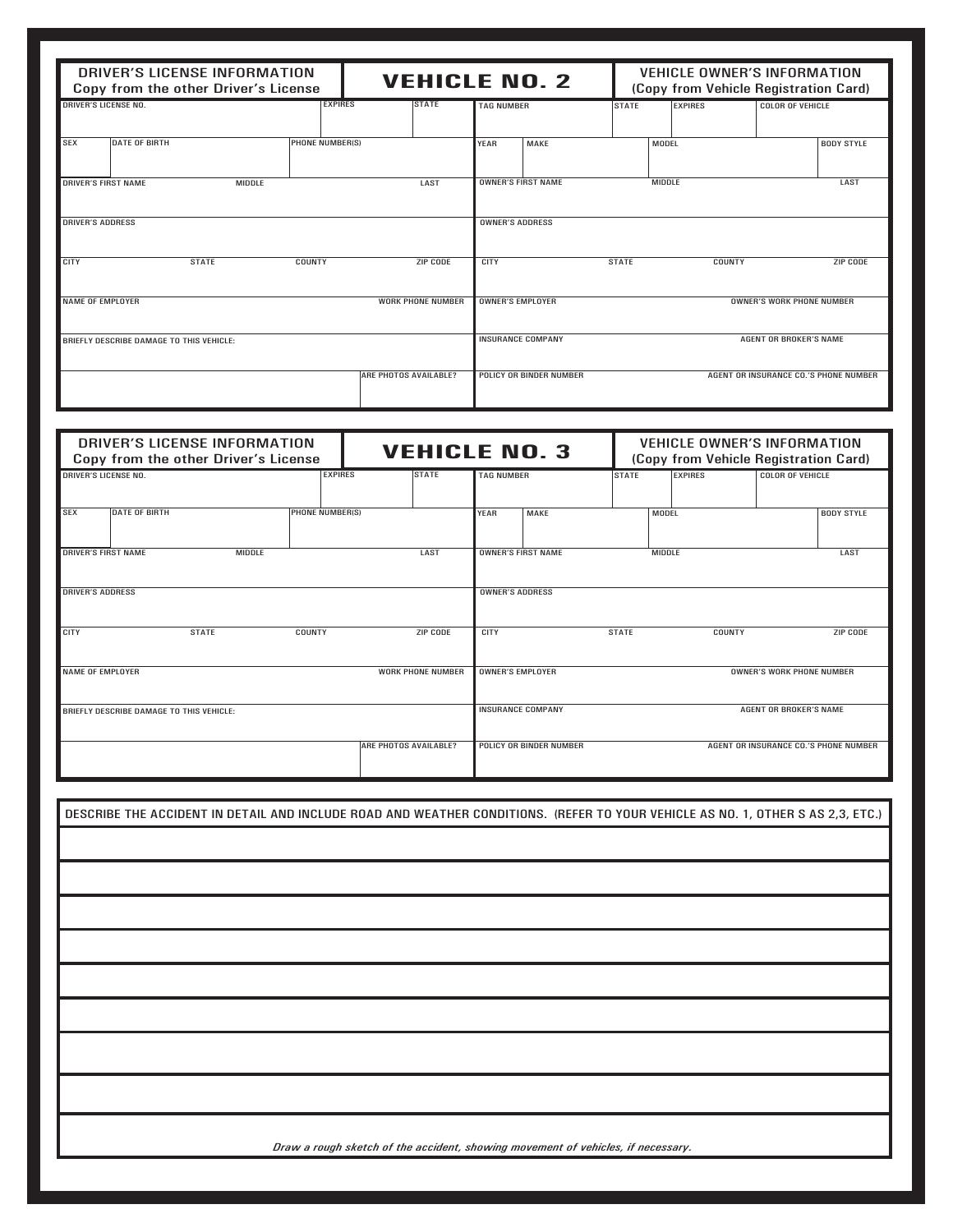## VEHICLE NO. 2

| DRIVER'S LICENSE INFORMATION<br>Copy from the other Driver's License | | | | |
|---|---|---|---|---|
| DRIVER'S LICENSE NO. | | EXPIRES | STATE | |
| SEX | DATE OF BIRTH | PHONE NUMBER(S) | | |
| DRIVER'S FIRST NAME | MIDDLE | | LAST | |
| DRIVER'S ADDRESS | | | | |
| CITY | STATE | COUNTY | ZIP CODE | |
| NAME OF EMPLOYER | | | WORK PHONE NUMBER | |
| BRIEFLY DESCRIBE DAMAGE TO THIS VEHICLE: | | | | |
| | | ARE PHOTOS AVAILABLE? | | |

| VEHICLE OWNER'S INFORMATION<br>(Copy from Vehicle Registration Card) | | | | |
|---|---|---|---|---|
| TAG NUMBER | STATE | EXPIRES | COLOR OF VEHICLE | |
| YEAR | MAKE | MODEL | | BODY STYLE |
| OWNER'S FIRST NAME | MIDDLE | | LAST | |
| OWNER'S ADDRESS | | | | |
| CITY | STATE | COUNTY | ZIP CODE | |
| OWNER'S EMPLOYER | | OWNER'S WORK PHONE NUMBER | | |
| INSURANCE COMPANY | | AGENT OR BROKER'S NAME | | |
| POLICY OR BINDER NUMBER | | AGENT OR INSURANCE CO.'S PHONE NUMBER | | |

## VEHICLE NO. 3

| DRIVER'S LICENSE INFORMATION<br>Copy from the other Driver's License | | | | |
|---|---|---|---|---|
| DRIVER'S LICENSE NO. | | EXPIRES | STATE | |
| SEX | DATE OF BIRTH | PHONE NUMBER(S) | | |
| DRIVER'S FIRST NAME | MIDDLE | | LAST | |
| DRIVER'S ADDRESS | | | | |
| CITY | STATE | COUNTY | ZIP CODE | |
| NAME OF EMPLOYER | | | WORK PHONE NUMBER | |
| BRIEFLY DESCRIBE DAMAGE TO THIS VEHICLE: | | | | |
| | | ARE PHOTOS AVAILABLE? | | |

| VEHICLE OWNER'S INFORMATION<br>(Copy from Vehicle Registration Card) | | | | |
|---|---|---|---|---|
| TAG NUMBER | STATE | EXPIRES | COLOR OF VEHICLE | |
| YEAR | MAKE | MODEL | | BODY STYLE |
| OWNER'S FIRST NAME | MIDDLE | | LAST | |
| OWNER'S ADDRESS | | | | |
| CITY | STATE | COUNTY | ZIP CODE | |
| OWNER'S EMPLOYER | | OWNER'S WORK PHONE NUMBER | | |
| INSURANCE COMPANY | | AGENT OR BROKER'S NAME | | |
| POLICY OR BINDER NUMBER | | AGENT OR INSURANCE CO.'S PHONE NUMBER | | |

DESCRIBE THE ACCIDENT IN DETAIL AND INCLUDE ROAD AND WEATHER CONDITIONS. (REFER TO YOUR VEHICLE AS NO. 1, OTHER S AS 2,3, ETC.)

*Draw a rough sketch of the accident, showing movement of vehicles, if necessary.*